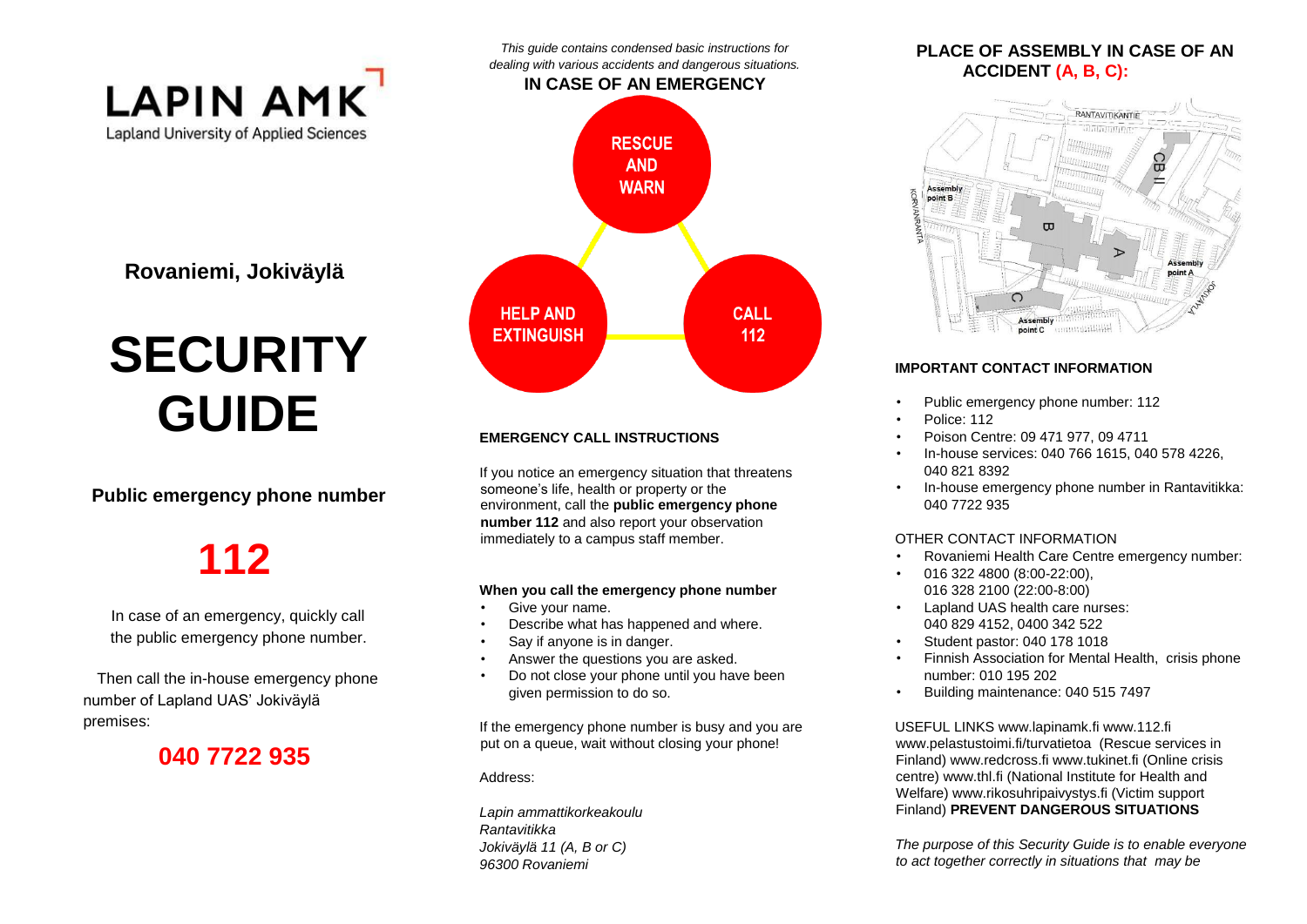LAPIN AMK

Lapland University of Applied Sciences

**Rovaniemi, Jokiväylä**

# SECURITY GUIDE

**Public emergency phone number**

## 112

In case of an emergency, quickly call the public emergency phone number.

Then call the in-house emergency phone number of Lapland UAS' Jokiväylä premises:

## 040 7722 935

*This guide contains condensed basic instructions for dealing with various accidents and dangerous situations.*

**IN CASE OF AN EMERGENCY**

RESCUE AND WARN

HELP AND EXTINGUISH

CALL 112

### EMERGENCY CALL INSTRUCTIONS

If you notice an emergency situation that threatens someone's life, health or property or the environment, call the **public emergency phone number 112** and also report your observation immediately to a campus staff member.

**When you call the emergency phone number**

- Give your name.
- Describe what has happened and where.
- Say if anyone is in danger.
- Answer the questions you are asked.
- Do not close your phone until you have been given permission to do so.

If the emergency phone number is busy and you are put on a queue, wait without closing your phone!

Address:

*Lapin ammattikorkeakoulu*
*Rantavitikka*
*Jokiväylä 11 (A, B or C)*
*96300 Rovaniemi*

### PLACE OF ASSEMBLY IN CASE OF AN ACCIDENT (A, B, C):

RANTAVITIKANTIE, KORKVANRANTA, JOKIVÄYLÄ, CB II, A, B, C, Assembly point A, Assembly point B, Assembly point C

### IMPORTANT CONTACT INFORMATION

- Public emergency phone number: 112
- Police: 112
- Poison Centre: 09 471 977, 09 4711
- In-house services: 040 766 1615, 040 578 4226, 040 821 8392
- In-house emergency phone number in Rantavitikka: 040 7722 935

OTHER CONTACT INFORMATION

- Rovaniemi Health Care Centre emergency number:
- 016 322 4800 (8:00-22:00), 016 328 2100 (22:00-8:00)
- Lapland UAS health care nurses: 040 829 4152, 0400 342 522
- Student pastor: 040 178 1018
- Finnish Association for Mental Health, crisis phone number: 010 195 202
- Building maintenance: 040 515 7497

USEFUL LINKS www.lapinamk.fi www.112.fi www.pelastustoimi.fi/turvatietoa (Rescue services in Finland) www.redcross.fi www.tukinet.fi (Online crisis centre) www.thl.fi (National Institute for Health and Welfare) www.rikosuhripaivystys.fi (Victim support Finland) **PREVENT DANGEROUS SITUATIONS**

*The purpose of this Security Guide is to enable everyone to act together correctly in situations that may be*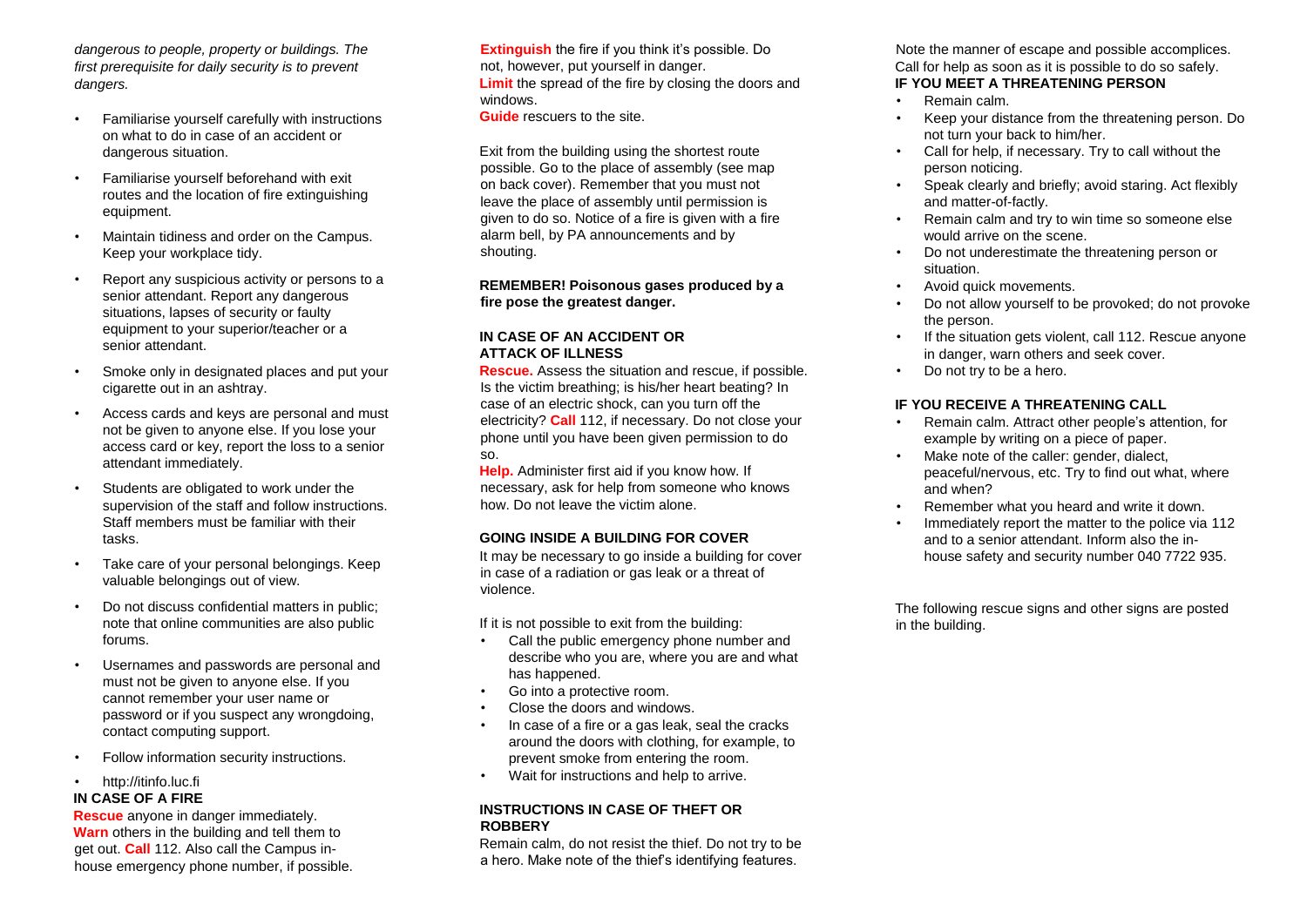*dangerous to people, property or buildings. The first prerequisite for daily security is to prevent dangers.*

- Familiarise yourself carefully with instructions on what to do in case of an accident or dangerous situation.
- Familiarise yourself beforehand with exit routes and the location of fire extinguishing equipment.
- Maintain tidiness and order on the Campus. Keep your workplace tidy.
- Report any suspicious activity or persons to a senior attendant. Report any dangerous situations, lapses of security or faulty equipment to your superior/teacher or a senior attendant.
- Smoke only in designated places and put your cigarette out in an ashtray.
- Access cards and keys are personal and must not be given to anyone else. If you lose your access card or key, report the loss to a senior attendant immediately.
- Students are obligated to work under the supervision of the staff and follow instructions. Staff members must be familiar with their tasks.
- Take care of your personal belongings. Keep valuable belongings out of view.
- Do not discuss confidential matters in public; note that online communities are also public forums.
- Usernames and passwords are personal and must not be given to anyone else. If you cannot remember your user name or password or if you suspect any wrongdoing, contact computing support.
- Follow information security instructions.
- http://itinfo.luc.fi

**IN CASE OF A FIRE**

**Rescue** anyone in danger immediately.
**Warn** others in the building and tell them to get out. **Call** 112. Also call the Campus in-house emergency phone number, if possible.
**Extinguish** the fire if you think it's possible. Do not, however, put yourself in danger.
**Limit** the spread of the fire by closing the doors and windows.
**Guide** rescuers to the site.

Exit from the building using the shortest route possible. Go to the place of assembly (see map on back cover). Remember that you must not leave the place of assembly until permission is given to do so. Notice of a fire is given with a fire alarm bell, by PA announcements and by shouting.

**REMEMBER! Poisonous gases produced by a fire pose the greatest danger.**

**IN CASE OF AN ACCIDENT OR ATTACK OF ILLNESS**

**Rescue.** Assess the situation and rescue, if possible. Is the victim breathing; is his/her heart beating? In case of an electric shock, can you turn off the electricity? **Call** 112, if necessary. Do not close your phone until you have been given permission to do so.

**Help.** Administer first aid if you know how. If necessary, ask for help from someone who knows how. Do not leave the victim alone.

**GOING INSIDE A BUILDING FOR COVER**

It may be necessary to go inside a building for cover in case of a radiation or gas leak or a threat of violence.

If it is not possible to exit from the building:

- Call the public emergency phone number and describe who you are, where you are and what has happened.
- Go into a protective room.
- Close the doors and windows.
- In case of a fire or a gas leak, seal the cracks around the doors with clothing, for example, to prevent smoke from entering the room.
- Wait for instructions and help to arrive.

**INSTRUCTIONS IN CASE OF THEFT OR ROBBERY**

Remain calm, do not resist the thief. Do not try to be a hero. Make note of the thief's identifying features. Note the manner of escape and possible accomplices. Call for help as soon as it is possible to do so safely.

**IF YOU MEET A THREATENING PERSON**

- Remain calm.
- Keep your distance from the threatening person. Do not turn your back to him/her.
- Call for help, if necessary. Try to call without the person noticing.
- Speak clearly and briefly; avoid staring. Act flexibly and matter-of-factly.
- Remain calm and try to win time so someone else would arrive on the scene.
- Do not underestimate the threatening person or situation.
- Avoid quick movements.
- Do not allow yourself to be provoked; do not provoke the person.
- If the situation gets violent, call 112. Rescue anyone in danger, warn others and seek cover.
- Do not try to be a hero.

**IF YOU RECEIVE A THREATENING CALL**

- Remain calm. Attract other people's attention, for example by writing on a piece of paper.
- Make note of the caller: gender, dialect, peaceful/nervous, etc. Try to find out what, where and when?
- Remember what you heard and write it down.
- Immediately report the matter to the police via 112 and to a senior attendant. Inform also the in-house safety and security number 040 7722 935.

The following rescue signs and other signs are posted in the building.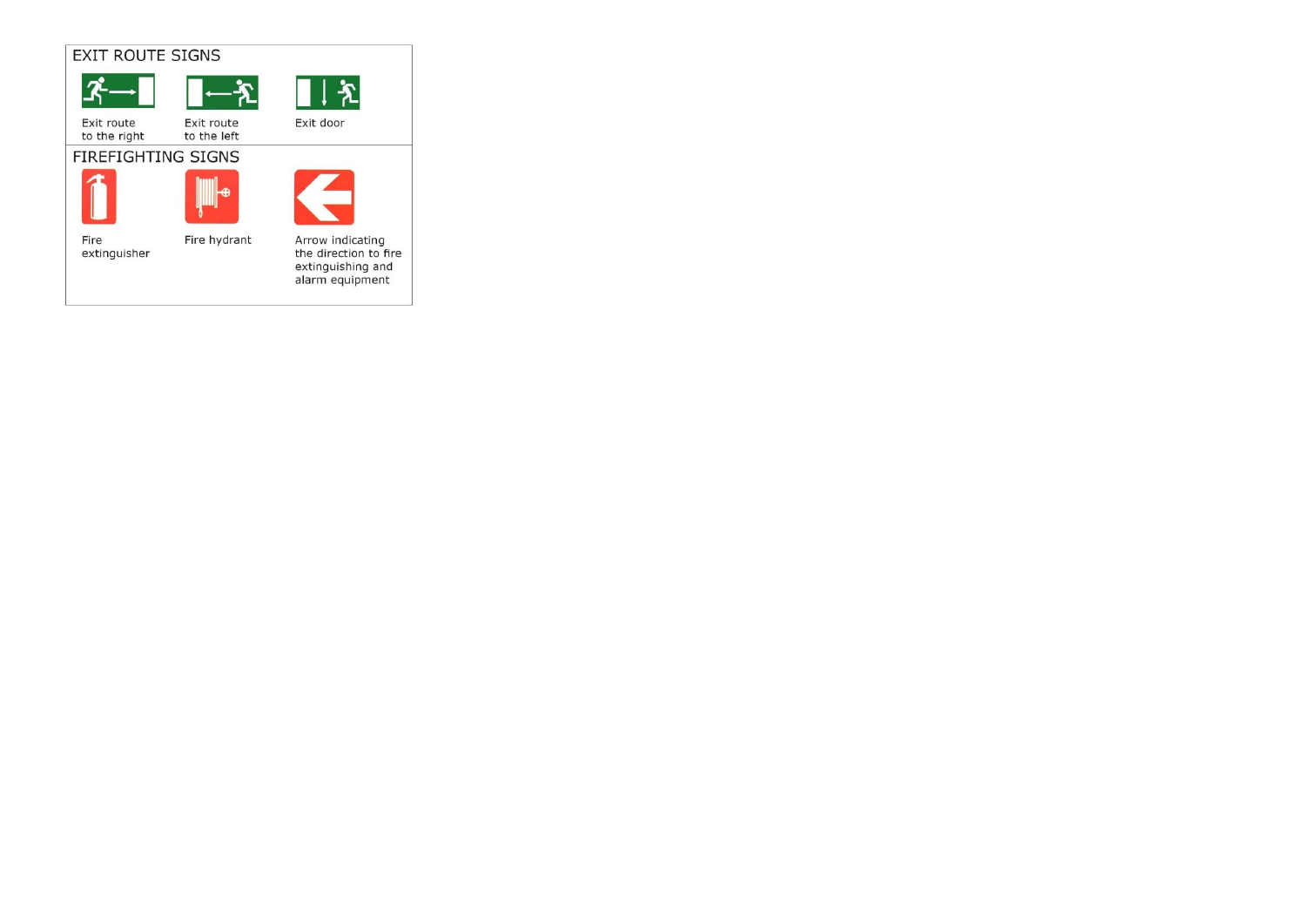## EXIT ROUTE SIGNS

Exit route to the right

Exit route to the left

Exit door

## FIREFIGHTING SIGNS

Fire extinguisher

Fire hydrant

Arrow indicating the direction to fire extinguishing and alarm equipment